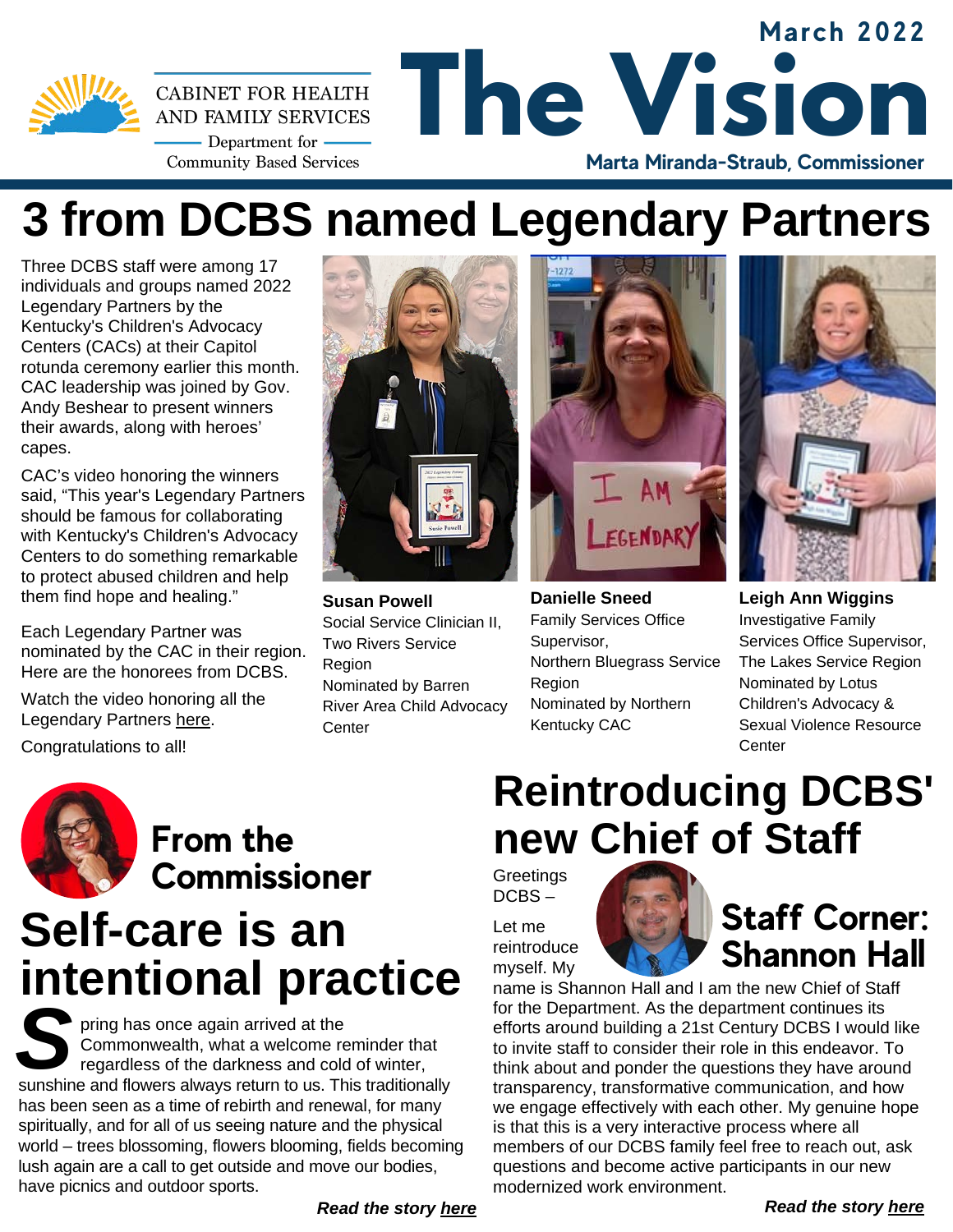CABINET FOR HEALTH AND FAMILY SERVICES

Department for Community Based Services

March 2022

# The Vision

Marta Miranda-Straub, Commissioner

# 3 from DCBS named Legendary Partners

Three DCBS staff were among 17 individuals and groups named 2022 Legendary Partners by the Kentucky's Children's Advocacy Centers (CACs) at their Capitol rotunda ceremony earlier this month. CAC leadership was joined by Gov. Andy Beshear to present winners their awards, along with heroes' capes.

CAC's video honoring the winners said, "This year's Legendary Partners should be famous for collaborating with Kentucky's Children's Advocacy Centers to do something remarkable to protect abused children and help them find hope and healing."

Each Legendary Partner was nominated by the CAC in their region. Here are the honorees from DCBS.

Watch the video honoring all the Legendary Partners here.

Congratulations to all!

**Susan Powell**
Social Service Clinician II, Two Rivers Service Region
Nominated by Barren River Area Child Advocacy Center

**Danielle Sneed**
Family Services Office Supervisor, Northern Bluegrass Service Region
Nominated by Northern Kentucky CAC

**Leigh Ann Wiggins**
Investigative Family Services Office Supervisor, The Lakes Service Region
Nominated by Lotus Children's Advocacy & Sexual Violence Resource Center

## From the Commissioner

# Self-care is an intentional practice

Spring has once again arrived at the Commonwealth, what a welcome reminder that regardless of the darkness and cold of winter, sunshine and flowers always return to us. This traditionally has been seen as a time of rebirth and renewal, for many spiritually, and for all of us seeing nature and the physical world – trees blossoming, flowers blooming, fields becoming lush again are a call to get outside and move our bodies, have picnics and outdoor sports.

***Read the story here***

# Reintroducing DCBS' new Chief of Staff

## Staff Corner: Shannon Hall

Greetings DCBS –

Let me reintroduce myself. My name is Shannon Hall and I am the new Chief of Staff for the Department. As the department continues its efforts around building a 21st Century DCBS I would like to invite staff to consider their role in this endeavor. To think about and ponder the questions they have around transparency, transformative communication, and how we engage effectively with each other. My genuine hope is that this is a very interactive process where all members of our DCBS family feel free to reach out, ask questions and become active participants in our new modernized work environment.

***Read the story here***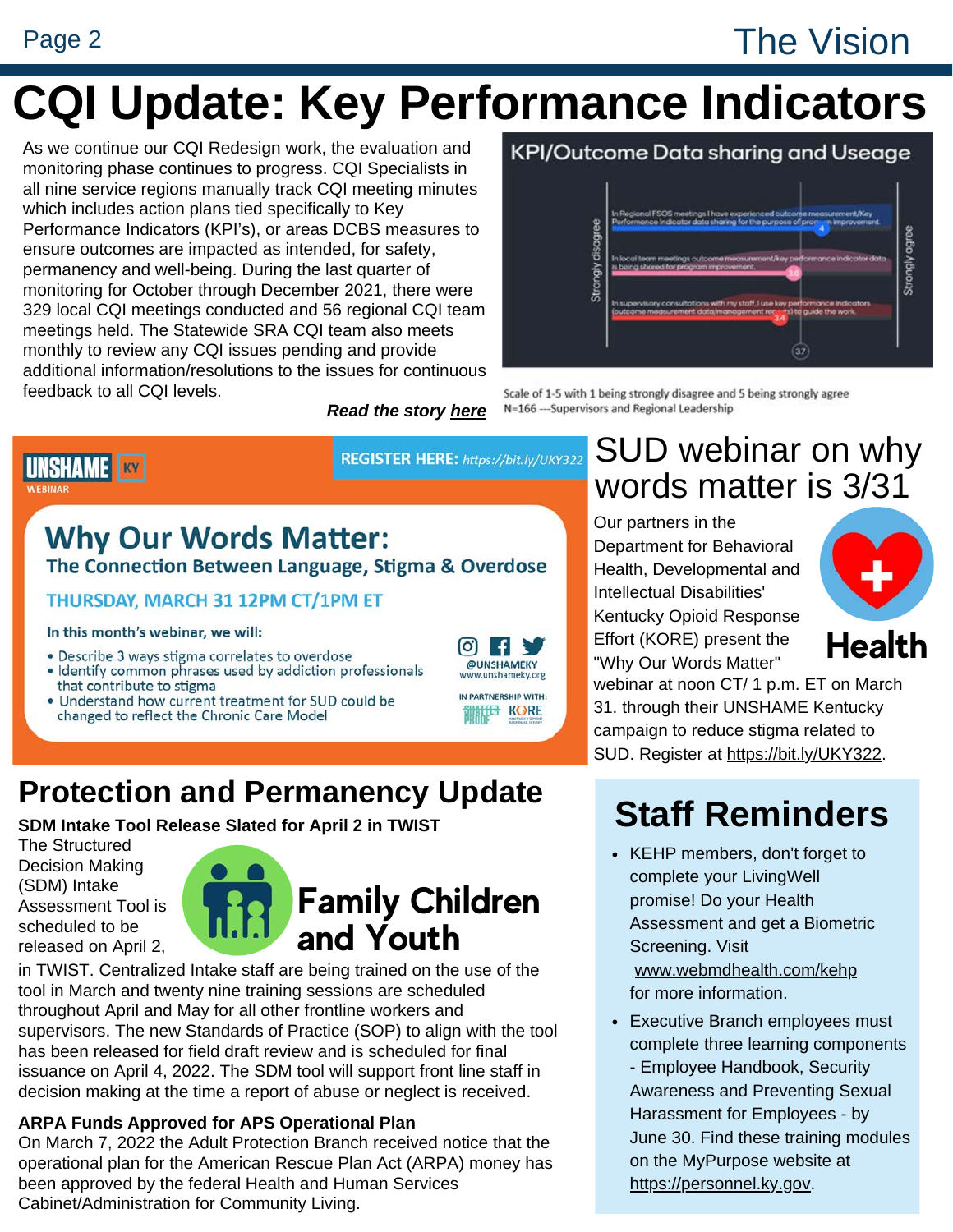# CQI Update: Key Performance Indicators

As we continue our CQI Redesign work, the evaluation and monitoring phase continues to progress. CQI Specialists in all nine service regions manually track CQI meeting minutes which includes action plans tied specifically to Key Performance Indicators (KPI's), or areas DCBS measures to ensure outcomes are impacted as intended, for safety, permanency and well-being. During the last quarter of monitoring for October through December 2021, there were 329 local CQI meetings conducted and 56 regional CQI team meetings held. The Statewide SRA CQI team also meets monthly to review any CQI issues pending and provide additional information/resolutions to the issues for continuous feedback to all CQI levels.

***Read the story here***

KPI/Outcome Data sharing and Useage

Strongly disagree

Strongly agree

In Regional FSOS meetings I have experienced outcome measurement/Key Performance Indicator data sharing for the purpose of program improvement.

4

In local team meetings outcome measurement/key performance indicator data is being shared for program improvement.

3.6

In supervisory consultations with my staff, I use key performance indicators (outcome measurement data/management reports) to guide the work.

3.4

37

Scale of 1-5 with 1 being strongly disagree and 5 being strongly agree
N=166 ---Supervisors and Regional Leadership

UNSHAME KY WEBINAR

REGISTER HERE: https://bit.ly/UKY322

**Why Our Words Matter:**
**The Connection Between Language, Stigma & Overdose**

THURSDAY, MARCH 31 12PM CT/1PM ET

In this month's webinar, we will:

- Describe 3 ways stigma correlates to overdose
- Identify common phrases used by addiction professionals that contribute to stigma
- Understand how current treatment for SUD could be changed to reflect the Chronic Care Model

@UNSHAMEKY
www.unshameky.org

IN PARTNERSHIP WITH: SHATTER PROOF, KORE

## SUD webinar on why words matter is 3/31

Health

Our partners in the Department for Behavioral Health, Developmental and Intellectual Disabilities' Kentucky Opioid Response Effort (KORE) present the "Why Our Words Matter" webinar at noon CT/ 1 p.m. ET on March 31. through their UNSHAME Kentucky campaign to reduce stigma related to SUD. Register at https://bit.ly/UKY322.

## Protection and Permanency Update

**SDM Intake Tool Release Slated for April 2 in TWIST**

Family Children and Youth

The Structured Decision Making (SDM) Intake Assessment Tool is scheduled to be released on April 2, in TWIST. Centralized Intake staff are being trained on the use of the tool in March and twenty nine training sessions are scheduled throughout April and May for all other frontline workers and supervisors. The new Standards of Practice (SOP) to align with the tool has been released for field draft review and is scheduled for final issuance on April 4, 2022. The SDM tool will support front line staff in decision making at the time a report of abuse or neglect is received.

**ARPA Funds Approved for APS Operational Plan**

On March 7, 2022 the Adult Protection Branch received notice that the operational plan for the American Rescue Plan Act (ARPA) money has been approved by the federal Health and Human Services Cabinet/Administration for Community Living.

## Staff Reminders

- KEHP members, don't forget to complete your LivingWell promise! Do your Health Assessment and get a Biometric Screening. Visit www.webmdhealth.com/kehp for more information.
- Executive Branch employees must complete three learning components - Employee Handbook, Security Awareness and Preventing Sexual Harassment for Employees - by June 30. Find these training modules on the MyPurpose website at https://personnel.ky.gov.